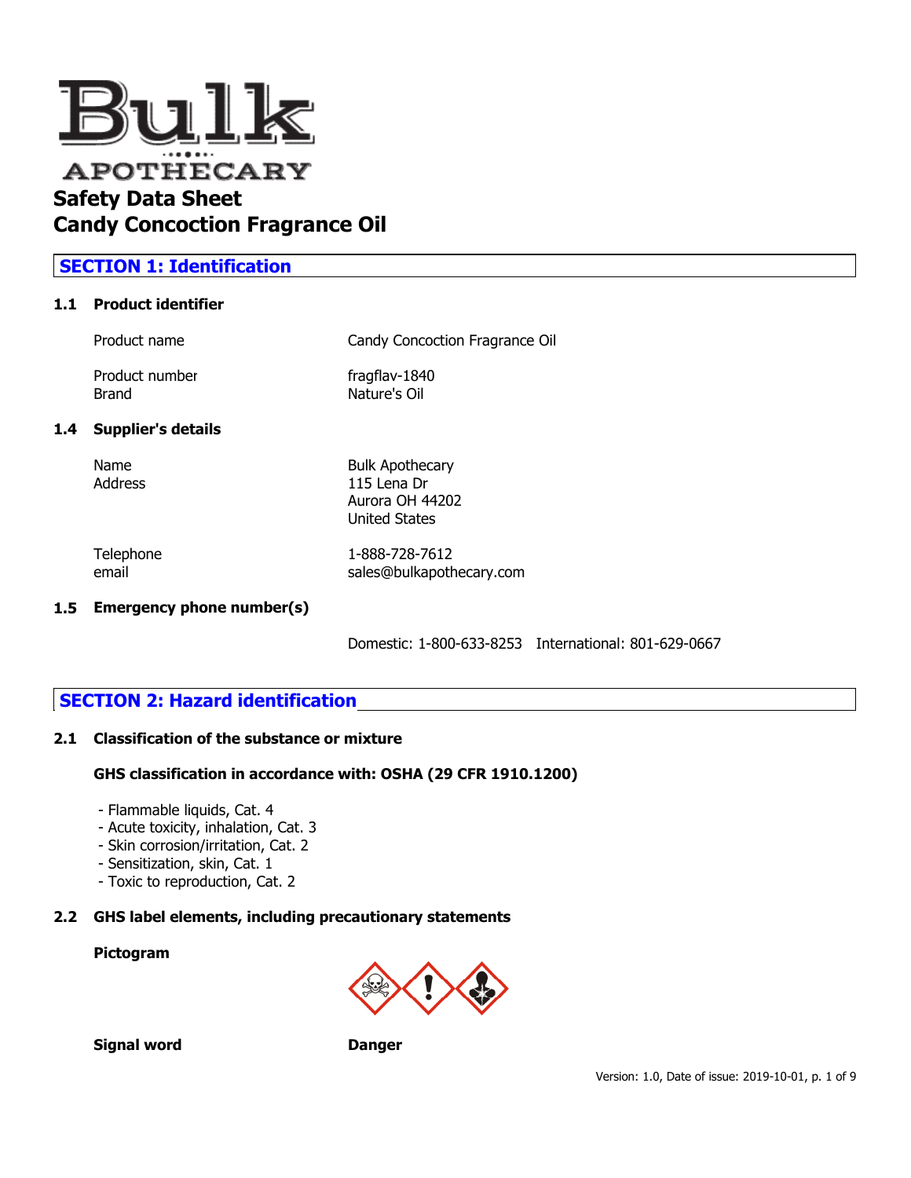Bulk APOTHECARY

# Safety Data Sheet
# Candy Concoction Fragrance Oil

## SECTION 1: Identification

### 1.1 Product identifier

| | |
|---|---|
| Product name | Candy Concoction Fragrance Oil |
| Product number | fragflav-1840 |
| Brand | Nature's Oil |

### 1.4 Supplier's details

| | |
|---|---|
| Name | Bulk Apothecary |
| Address | 115 Lena Dr<br>Aurora OH 44202<br>United States |
| Telephone | 1-888-728-7612 |
| email | sales@bulkapothecary.com |

### 1.5 Emergency phone number(s)

Domestic: 1-800-633-8253 International: 801-629-0667

## SECTION 2: Hazard identification

### 2.1 Classification of the substance or mixture

**GHS classification in accordance with: OSHA (29 CFR 1910.1200)**

- Flammable liquids, Cat. 4
- Acute toxicity, inhalation, Cat. 3
- Skin corrosion/irritation, Cat. 2
- Sensitization, skin, Cat. 1
- Toxic to reproduction, Cat. 2

### 2.2 GHS label elements, including precautionary statements

**Pictogram**

**Signal word** **Danger**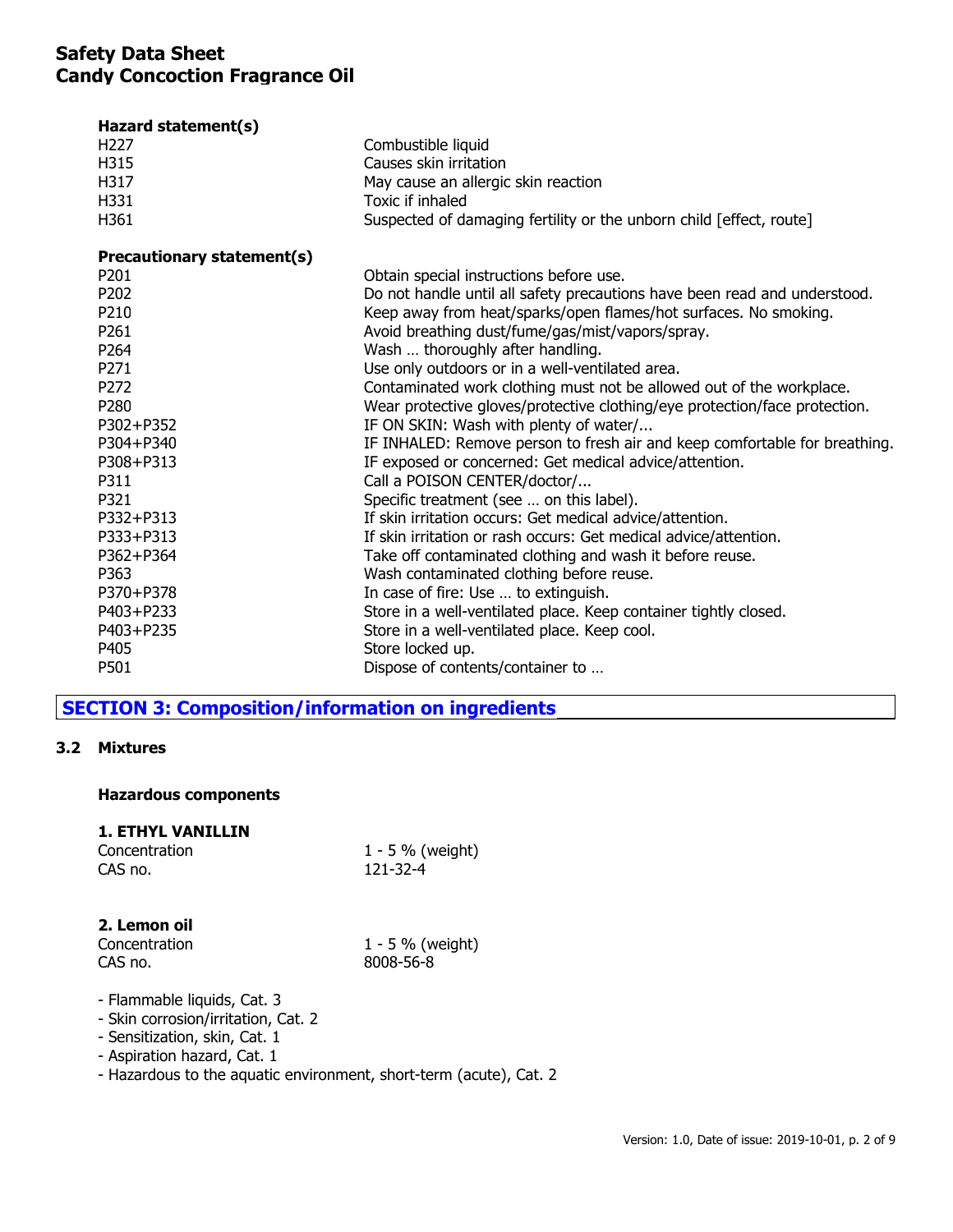**Hazard statement(s)**

| | |
|---|---|
| H227 | Combustible liquid |
| H315 | Causes skin irritation |
| H317 | May cause an allergic skin reaction |
| H331 | Toxic if inhaled |
| H361 | Suspected of damaging fertility or the unborn child [effect, route] |

**Precautionary statement(s)**

| | |
|---|---|
| P201 | Obtain special instructions before use. |
| P202 | Do not handle until all safety precautions have been read and understood. |
| P210 | Keep away from heat/sparks/open flames/hot surfaces. No smoking. |
| P261 | Avoid breathing dust/fume/gas/mist/vapors/spray. |
| P264 | Wash … thoroughly after handling. |
| P271 | Use only outdoors or in a well-ventilated area. |
| P272 | Contaminated work clothing must not be allowed out of the workplace. |
| P280 | Wear protective gloves/protective clothing/eye protection/face protection. |
| P302+P352 | IF ON SKIN: Wash with plenty of water/... |
| P304+P340 | IF INHALED: Remove person to fresh air and keep comfortable for breathing. |
| P308+P313 | IF exposed or concerned: Get medical advice/attention. |
| P311 | Call a POISON CENTER/doctor/... |
| P321 | Specific treatment (see … on this label). |
| P332+P313 | If skin irritation occurs: Get medical advice/attention. |
| P333+P313 | If skin irritation or rash occurs: Get medical advice/attention. |
| P362+P364 | Take off contaminated clothing and wash it before reuse. |
| P363 | Wash contaminated clothing before reuse. |
| P370+P378 | In case of fire: Use … to extinguish. |
| P403+P233 | Store in a well-ventilated place. Keep container tightly closed. |
| P403+P235 | Store in a well-ventilated place. Keep cool. |
| P405 | Store locked up. |
| P501 | Dispose of contents/container to … |

## SECTION 3: Composition/information on ingredients

### 3.2 Mixtures

**Hazardous components**

**1. ETHYL VANILLIN**

| | |
|---|---|
| Concentration | 1 - 5 % (weight) |
| CAS no. | 121-32-4 |

**2. Lemon oil**

| | |
|---|---|
| Concentration | 1 - 5 % (weight) |
| CAS no. | 8008-56-8 |

- Flammable liquids, Cat. 3
- Skin corrosion/irritation, Cat. 2
- Sensitization, skin, Cat. 1
- Aspiration hazard, Cat. 1
- Hazardous to the aquatic environment, short-term (acute), Cat. 2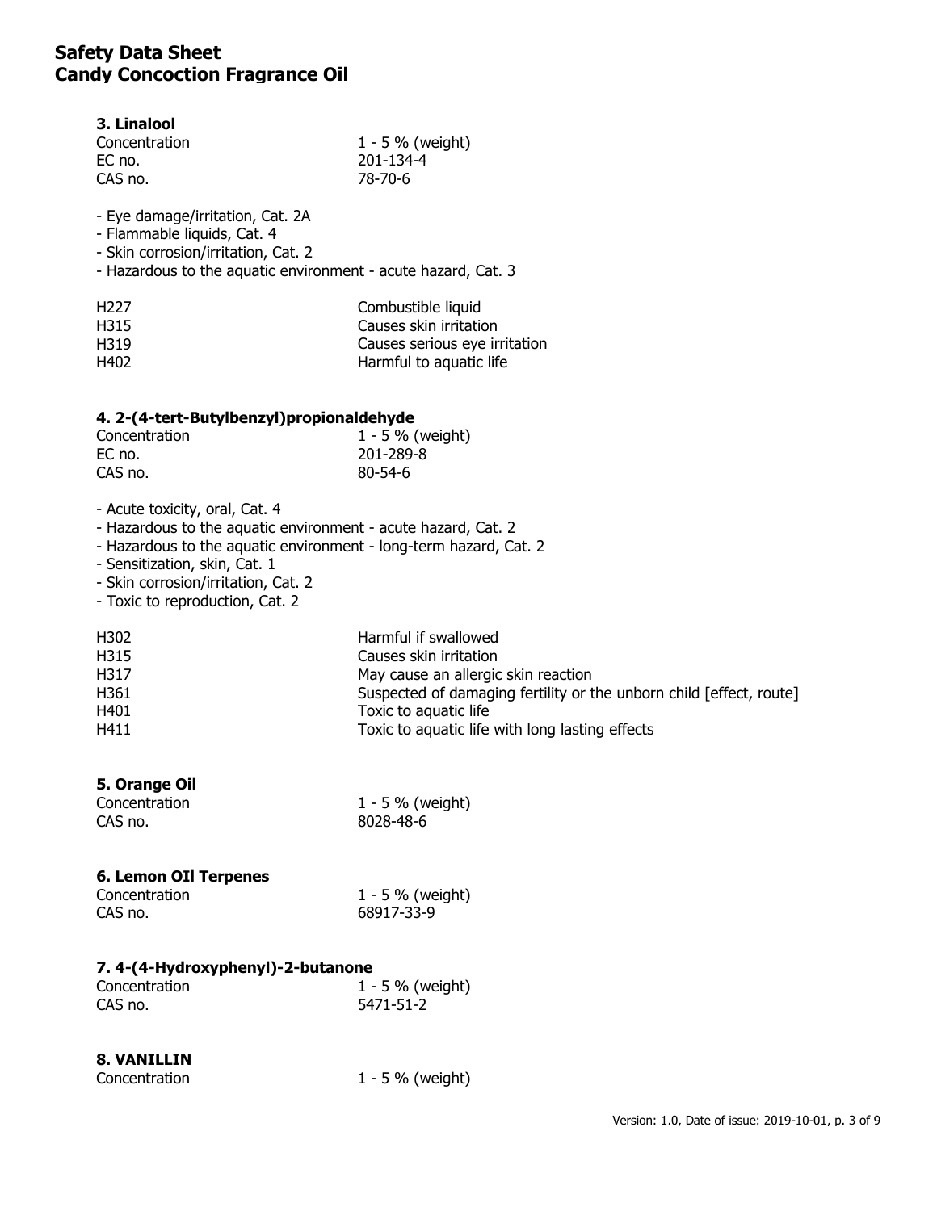### 3. Linalool

| | |
|---|---|
| Concentration | 1 - 5 % (weight) |
| EC no. | 201-134-4 |
| CAS no. | 78-70-6 |

- Eye damage/irritation, Cat. 2A
- Flammable liquids, Cat. 4
- Skin corrosion/irritation, Cat. 2
- Hazardous to the aquatic environment - acute hazard, Cat. 3

| | |
|---|---|
| H227 | Combustible liquid |
| H315 | Causes skin irritation |
| H319 | Causes serious eye irritation |
| H402 | Harmful to aquatic life |

### 4. 2-(4-tert-Butylbenzyl)propionaldehyde

| | |
|---|---|
| Concentration | 1 - 5 % (weight) |
| EC no. | 201-289-8 |
| CAS no. | 80-54-6 |

- Acute toxicity, oral, Cat. 4
- Hazardous to the aquatic environment - acute hazard, Cat. 2
- Hazardous to the aquatic environment - long-term hazard, Cat. 2
- Sensitization, skin, Cat. 1
- Skin corrosion/irritation, Cat. 2
- Toxic to reproduction, Cat. 2

| | |
|---|---|
| H302 | Harmful if swallowed |
| H315 | Causes skin irritation |
| H317 | May cause an allergic skin reaction |
| H361 | Suspected of damaging fertility or the unborn child [effect, route] |
| H401 | Toxic to aquatic life |
| H411 | Toxic to aquatic life with long lasting effects |

### 5. Orange Oil

| | |
|---|---|
| Concentration | 1 - 5 % (weight) |
| CAS no. | 8028-48-6 |

### 6. Lemon OIl Terpenes

| | |
|---|---|
| Concentration | 1 - 5 % (weight) |
| CAS no. | 68917-33-9 |

### 7. 4-(4-Hydroxyphenyl)-2-butanone

| | |
|---|---|
| Concentration | 1 - 5 % (weight) |
| CAS no. | 5471-51-2 |

### 8. VANILLIN

| | |
|---|---|
| Concentration | 1 - 5 % (weight) |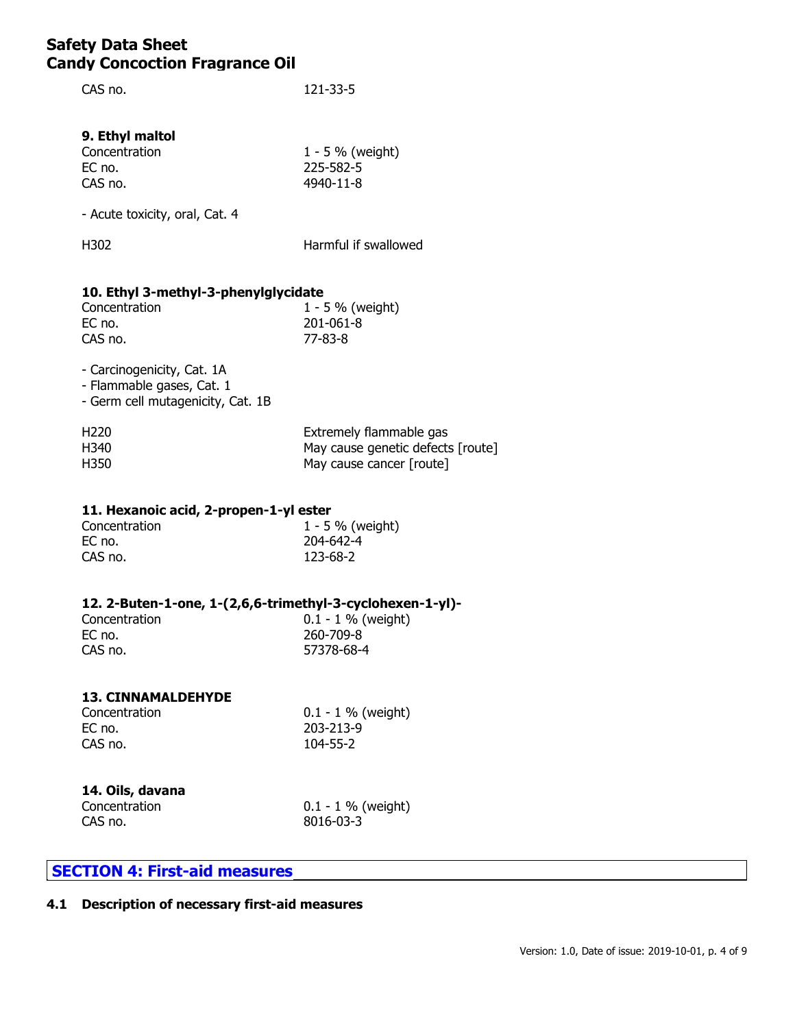CAS no. 121-33-5

#### 9. Ethyl maltol

| | |
|---|---|
| Concentration | 1 - 5 % (weight) |
| EC no. | 225-582-5 |
| CAS no. | 4940-11-8 |

- Acute toxicity, oral, Cat. 4

| | |
|---|---|
| H302 | Harmful if swallowed |

#### 10. Ethyl 3-methyl-3-phenylglycidate

| | |
|---|---|
| Concentration | 1 - 5 % (weight) |
| EC no. | 201-061-8 |
| CAS no. | 77-83-8 |

- Carcinogenicity, Cat. 1A
- Flammable gases, Cat. 1
- Germ cell mutagenicity, Cat. 1B

| | |
|---|---|
| H220 | Extremely flammable gas |
| H340 | May cause genetic defects [route] |
| H350 | May cause cancer [route] |

#### 11. Hexanoic acid, 2-propen-1-yl ester

| | |
|---|---|
| Concentration | 1 - 5 % (weight) |
| EC no. | 204-642-4 |
| CAS no. | 123-68-2 |

#### 12. 2-Buten-1-one, 1-(2,6,6-trimethyl-3-cyclohexen-1-yl)-

| | |
|---|---|
| Concentration | 0.1 - 1 % (weight) |
| EC no. | 260-709-8 |
| CAS no. | 57378-68-4 |

#### 13. CINNAMALDEHYDE

| | |
|---|---|
| Concentration | 0.1 - 1 % (weight) |
| EC no. | 203-213-9 |
| CAS no. | 104-55-2 |

#### 14. Oils, davana

| | |
|---|---|
| Concentration | 0.1 - 1 % (weight) |
| CAS no. | 8016-03-3 |

## SECTION 4: First-aid measures

### 4.1 Description of necessary first-aid measures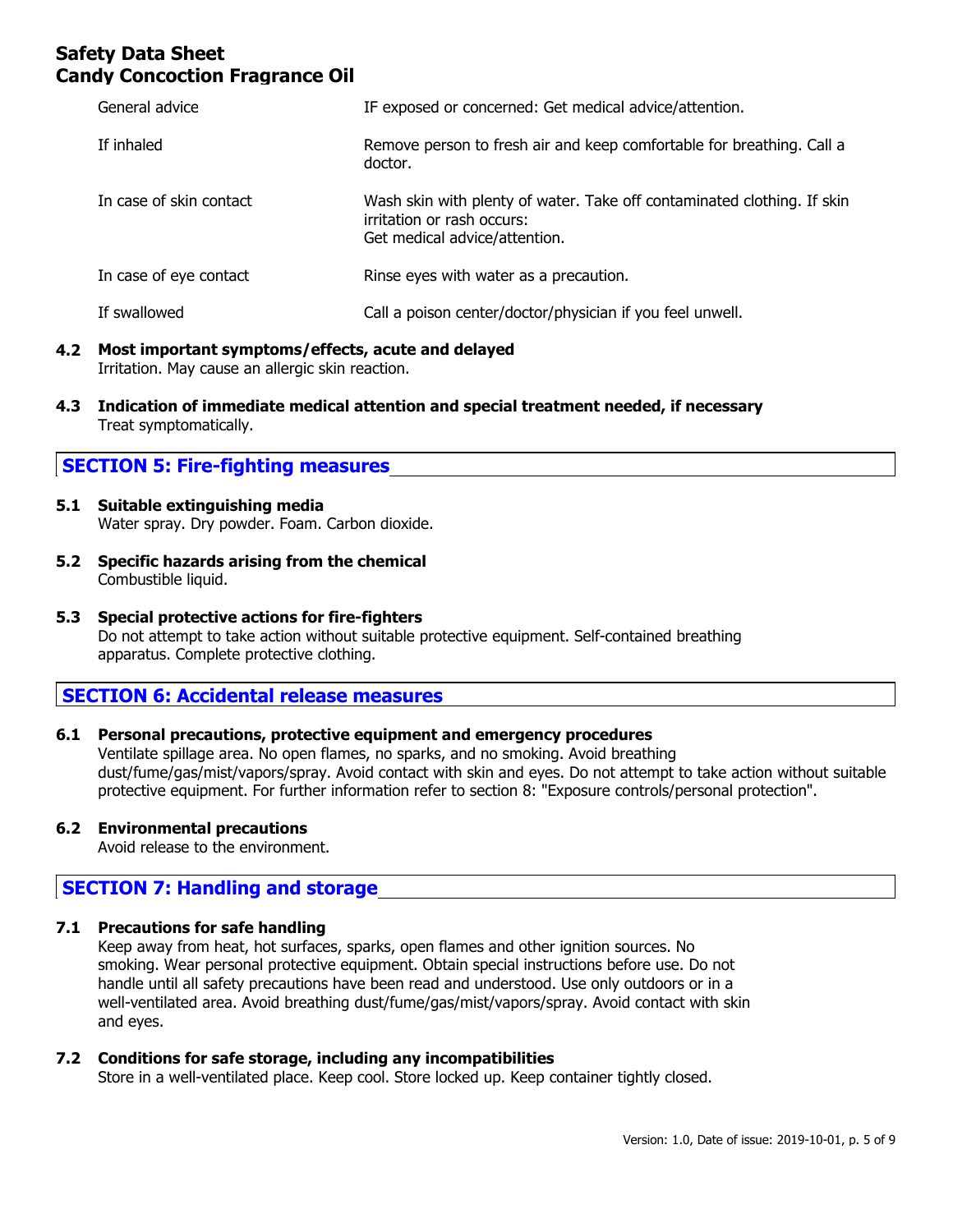| | |
|---|---|
| General advice | IF exposed or concerned: Get medical advice/attention. |
| If inhaled | Remove person to fresh air and keep comfortable for breathing. Call a doctor. |
| In case of skin contact | Wash skin with plenty of water. Take off contaminated clothing. If skin irritation or rash occurs:<br>Get medical advice/attention. |
| In case of eye contact | Rinse eyes with water as a precaution. |
| If swallowed | Call a poison center/doctor/physician if you feel unwell. |

**4.2 Most important symptoms/effects, acute and delayed**
Irritation. May cause an allergic skin reaction.

**4.3 Indication of immediate medical attention and special treatment needed, if necessary**
Treat symptomatically.

## SECTION 5: Fire-fighting measures

**5.1 Suitable extinguishing media**
Water spray. Dry powder. Foam. Carbon dioxide.

**5.2 Specific hazards arising from the chemical**
Combustible liquid.

**5.3 Special protective actions for fire-fighters**
Do not attempt to take action without suitable protective equipment. Self-contained breathing apparatus. Complete protective clothing.

## SECTION 6: Accidental release measures

**6.1 Personal precautions, protective equipment and emergency procedures**
Ventilate spillage area. No open flames, no sparks, and no smoking. Avoid breathing dust/fume/gas/mist/vapors/spray. Avoid contact with skin and eyes. Do not attempt to take action without suitable protective equipment. For further information refer to section 8: "Exposure controls/personal protection".

**6.2 Environmental precautions**
Avoid release to the environment.

## SECTION 7: Handling and storage

**7.1 Precautions for safe handling**
Keep away from heat, hot surfaces, sparks, open flames and other ignition sources. No smoking. Wear personal protective equipment. Obtain special instructions before use. Do not handle until all safety precautions have been read and understood. Use only outdoors or in a well-ventilated area. Avoid breathing dust/fume/gas/mist/vapors/spray. Avoid contact with skin and eyes.

**7.2 Conditions for safe storage, including any incompatibilities**
Store in a well-ventilated place. Keep cool. Store locked up. Keep container tightly closed.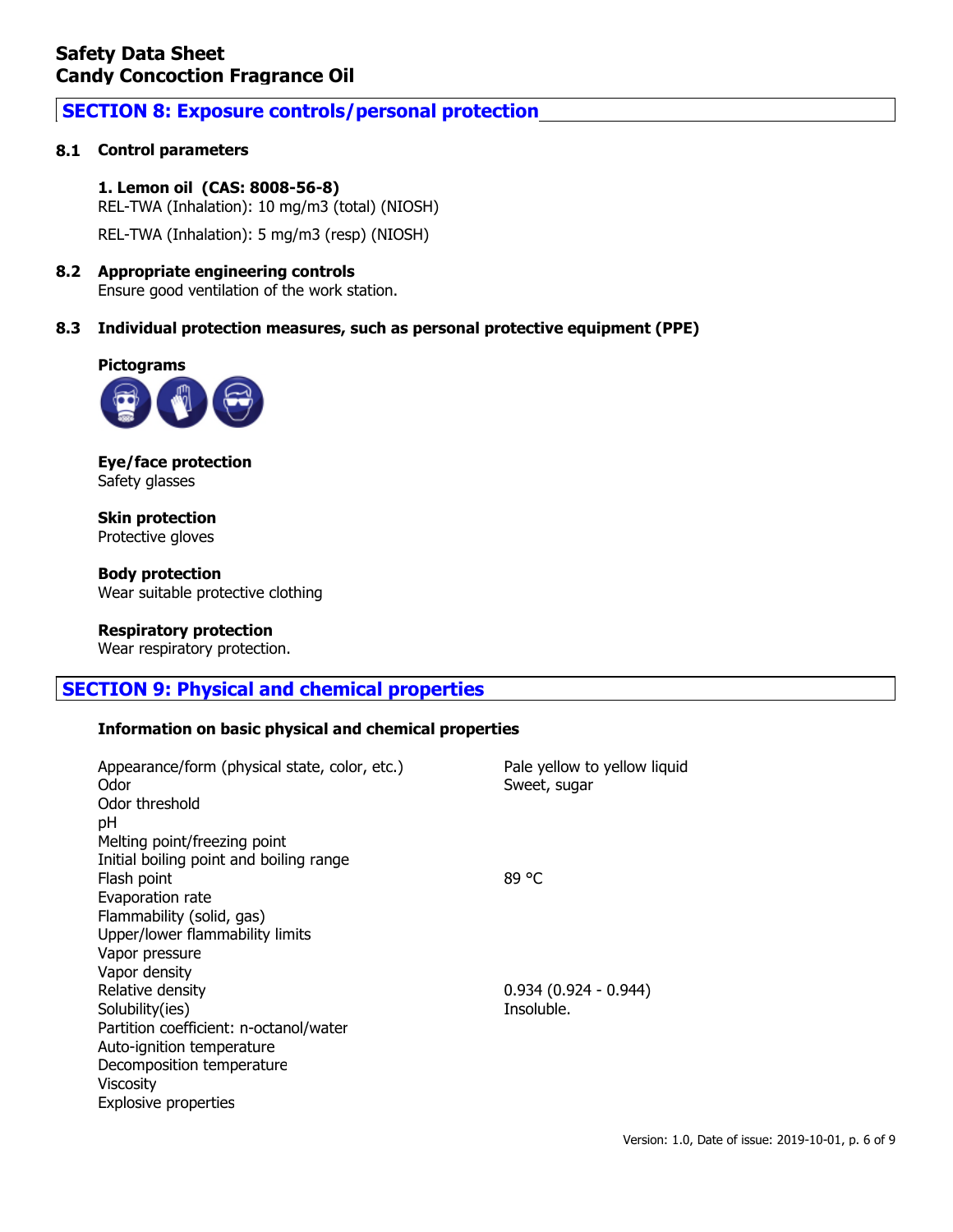**Safety Data Sheet**
**Candy Concoction Fragrance Oil**

## SECTION 8: Exposure controls/personal protection

### 8.1 Control parameters

**1. Lemon oil (CAS: 8008-56-8)**
REL-TWA (Inhalation): 10 mg/m3 (total) (NIOSH)

REL-TWA (Inhalation): 5 mg/m3 (resp) (NIOSH)

### 8.2 Appropriate engineering controls

Ensure good ventilation of the work station.

### 8.3 Individual protection measures, such as personal protective equipment (PPE)

**Pictograms**

**Eye/face protection**
Safety glasses

**Skin protection**
Protective gloves

**Body protection**
Wear suitable protective clothing

**Respiratory protection**
Wear respiratory protection.

## SECTION 9: Physical and chemical properties

**Information on basic physical and chemical properties**

| Property | Value |
|---|---|
| Appearance/form (physical state, color, etc.) | Pale yellow to yellow liquid |
| Odor | Sweet, sugar |
| Odor threshold | |
| pH | |
| Melting point/freezing point | |
| Initial boiling point and boiling range | |
| Flash point | 89 °C |
| Evaporation rate | |
| Flammability (solid, gas) | |
| Upper/lower flammability limits | |
| Vapor pressure | |
| Vapor density | |
| Relative density | 0.934 (0.924 - 0.944) |
| Solubility(ies) | Insoluble. |
| Partition coefficient: n-octanol/water | |
| Auto-ignition temperature | |
| Decomposition temperature | |
| Viscosity | |
| Explosive properties | |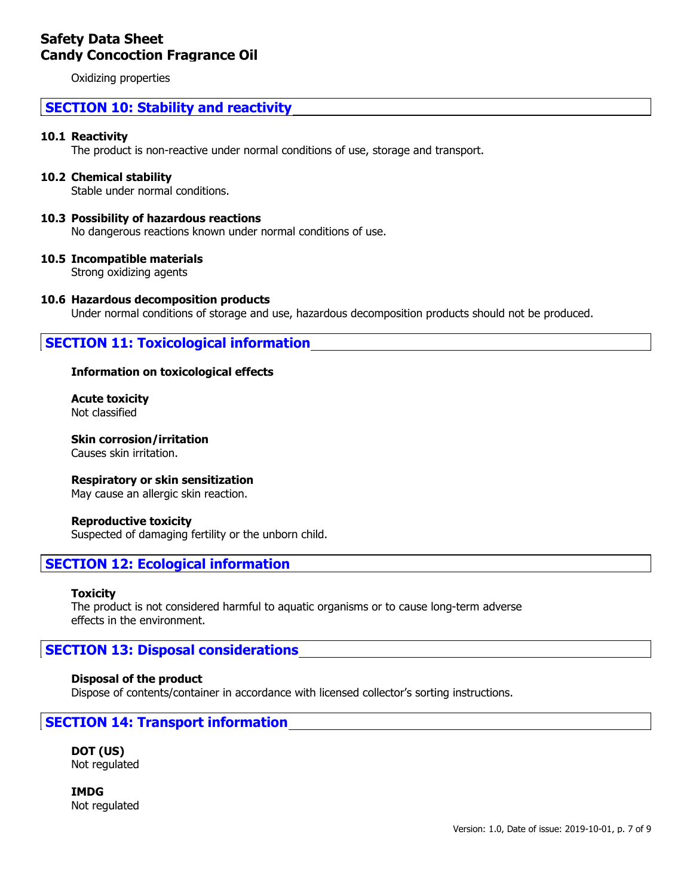Oxidizing properties

## SECTION 10: Stability and reactivity

### 10.1 Reactivity

The product is non-reactive under normal conditions of use, storage and transport.

### 10.2 Chemical stability

Stable under normal conditions.

### 10.3 Possibility of hazardous reactions

No dangerous reactions known under normal conditions of use.

### 10.5 Incompatible materials

Strong oxidizing agents

### 10.6 Hazardous decomposition products

Under normal conditions of storage and use, hazardous decomposition products should not be produced.

## SECTION 11: Toxicological information

**Information on toxicological effects**

**Acute toxicity**
Not classified

**Skin corrosion/irritation**
Causes skin irritation.

**Respiratory or skin sensitization**
May cause an allergic skin reaction.

**Reproductive toxicity**
Suspected of damaging fertility or the unborn child.

## SECTION 12: Ecological information

**Toxicity**
The product is not considered harmful to aquatic organisms or to cause long-term adverse effects in the environment.

## SECTION 13: Disposal considerations

**Disposal of the product**
Dispose of contents/container in accordance with licensed collector's sorting instructions.

## SECTION 14: Transport information

**DOT (US)**
Not regulated

**IMDG**
Not regulated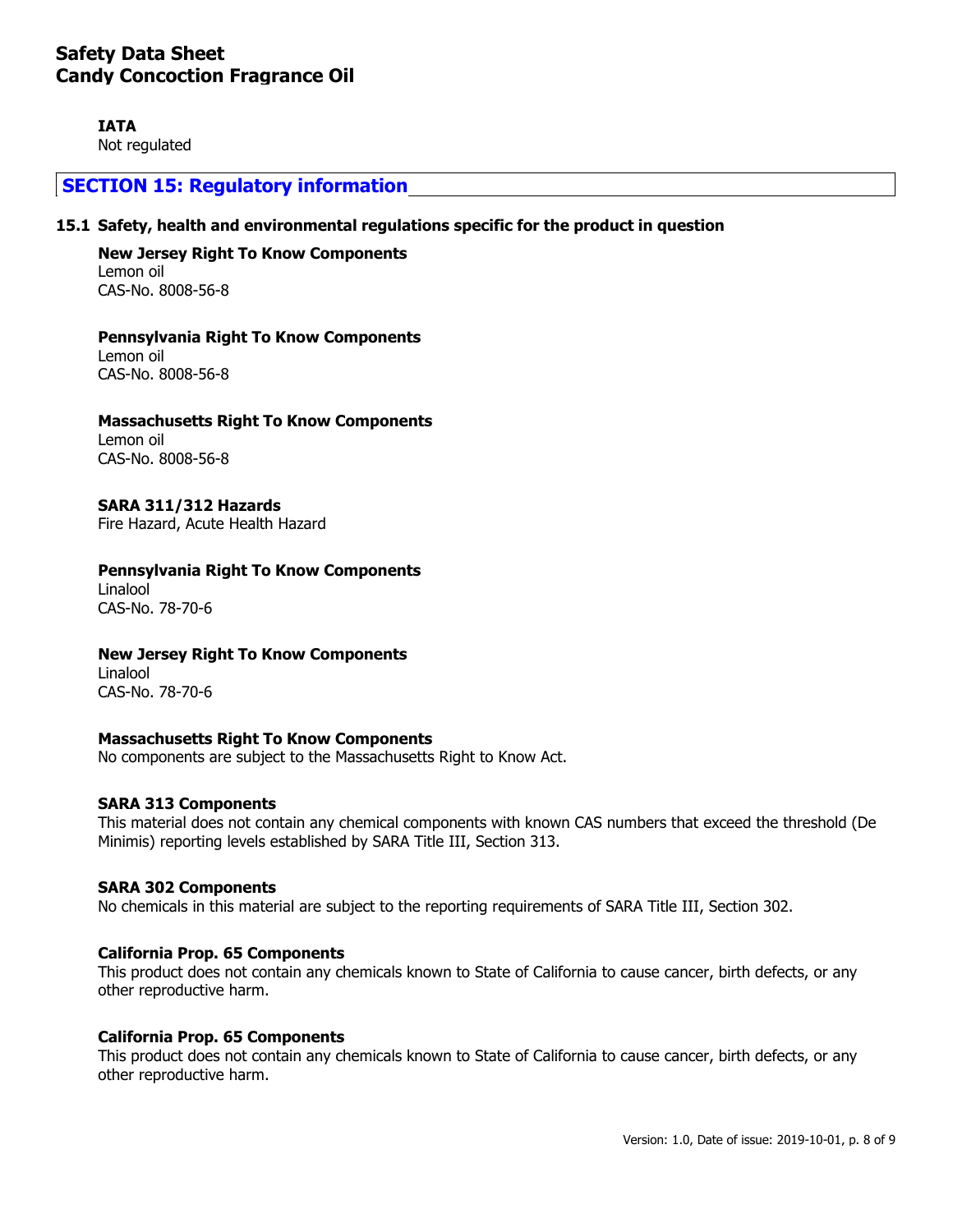**IATA**
Not regulated

## SECTION 15: Regulatory information

### 15.1 Safety, health and environmental regulations specific for the product in question

**New Jersey Right To Know Components**
Lemon oil
CAS-No. 8008-56-8

**Pennsylvania Right To Know Components**
Lemon oil
CAS-No. 8008-56-8

**Massachusetts Right To Know Components**
Lemon oil
CAS-No. 8008-56-8

**SARA 311/312 Hazards**
Fire Hazard, Acute Health Hazard

**Pennsylvania Right To Know Components**
Linalool
CAS-No. 78-70-6

**New Jersey Right To Know Components**
Linalool
CAS-No. 78-70-6

**Massachusetts Right To Know Components**
No components are subject to the Massachusetts Right to Know Act.

**SARA 313 Components**
This material does not contain any chemical components with known CAS numbers that exceed the threshold (De Minimis) reporting levels established by SARA Title III, Section 313.

**SARA 302 Components**
No chemicals in this material are subject to the reporting requirements of SARA Title III, Section 302.

**California Prop. 65 Components**
This product does not contain any chemicals known to State of California to cause cancer, birth defects, or any other reproductive harm.

**California Prop. 65 Components**
This product does not contain any chemicals known to State of California to cause cancer, birth defects, or any other reproductive harm.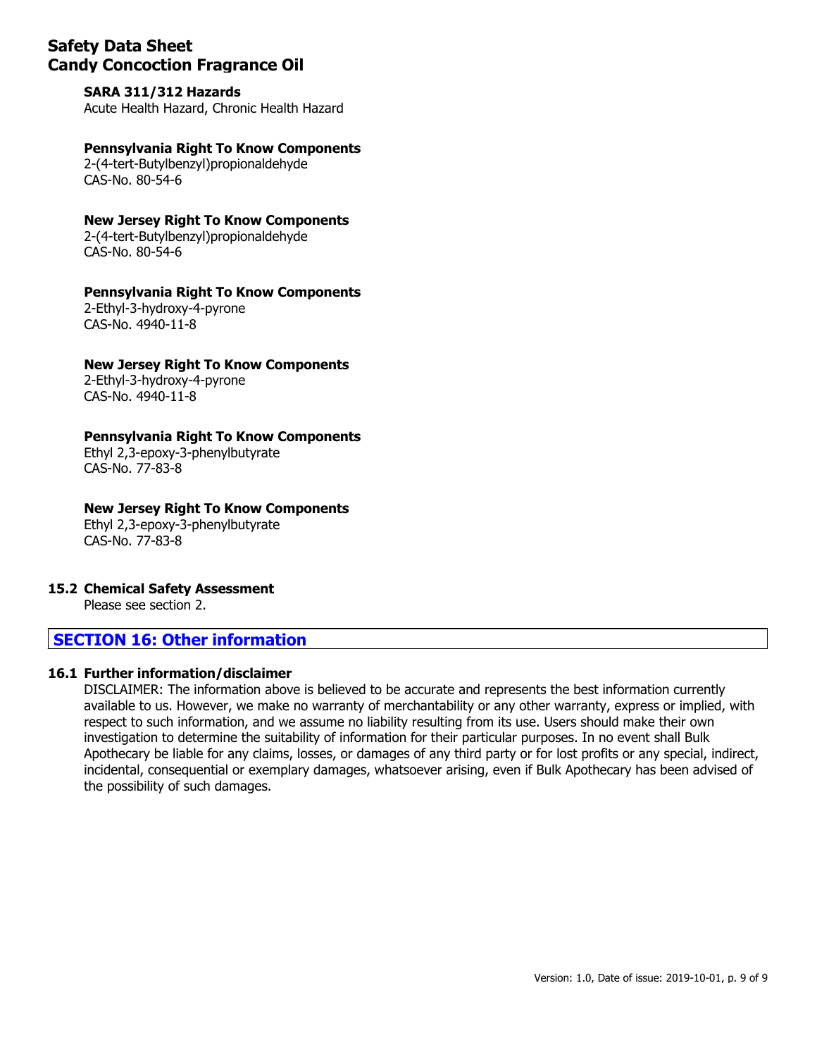**SARA 311/312 Hazards**

Acute Health Hazard, Chronic Health Hazard

**Pennsylvania Right To Know Components**

2-(4-tert-Butylbenzyl)propionaldehyde
CAS-No. 80-54-6

**New Jersey Right To Know Components**

2-(4-tert-Butylbenzyl)propionaldehyde
CAS-No. 80-54-6

**Pennsylvania Right To Know Components**

2-Ethyl-3-hydroxy-4-pyrone
CAS-No. 4940-11-8

**New Jersey Right To Know Components**

2-Ethyl-3-hydroxy-4-pyrone
CAS-No. 4940-11-8

**Pennsylvania Right To Know Components**

Ethyl 2,3-epoxy-3-phenylbutyrate
CAS-No. 77-83-8

**New Jersey Right To Know Components**

Ethyl 2,3-epoxy-3-phenylbutyrate
CAS-No. 77-83-8

### 15.2 Chemical Safety Assessment

Please see section 2.

## SECTION 16: Other information

### 16.1 Further information/disclaimer

DISCLAIMER: The information above is believed to be accurate and represents the best information currently available to us. However, we make no warranty of merchantability or any other warranty, express or implied, with respect to such information, and we assume no liability resulting from its use. Users should make their own investigation to determine the suitability of information for their particular purposes. In no event shall Bulk Apothecary be liable for any claims, losses, or damages of any third party or for lost profits or any special, indirect, incidental, consequential or exemplary damages, whatsoever arising, even if Bulk Apothecary has been advised of the possibility of such damages.